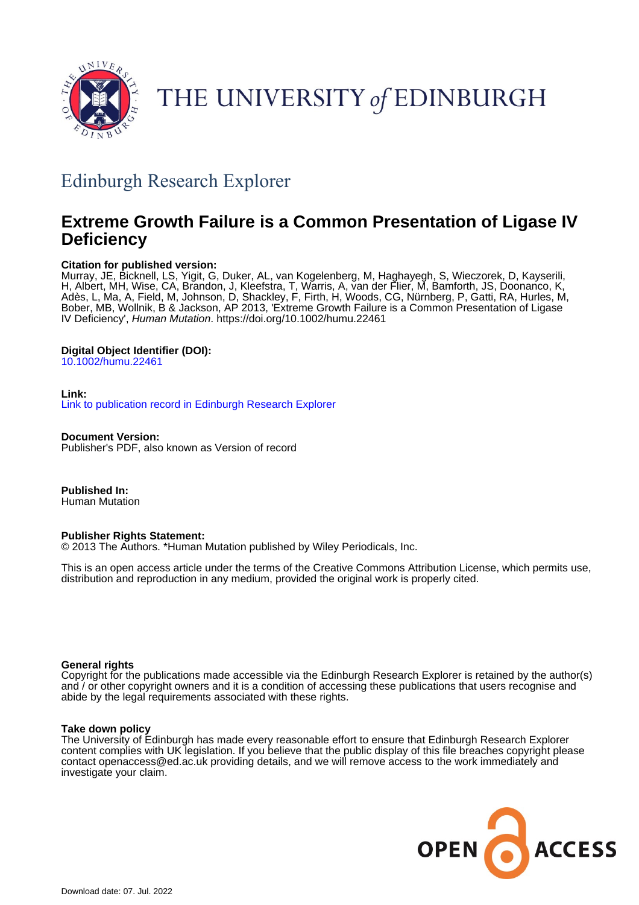THE UNIVERSITY of EDINBURGH

## Edinburgh Research Explorer

# Extreme Growth Failure is a Common Presentation of Ligase IV Deficiency

**Citation for published version:**
Murray, JE, Bicknell, LS, Yigit, G, Duker, AL, van Kogelenberg, M, Haghayegh, S, Wieczorek, D, Kayserili, H, Albert, MH, Wise, CA, Brandon, J, Kleefstra, T, Warris, A, van der Flier, M, Bamforth, JS, Doonanco, K, Adès, L, Ma, A, Field, M, Johnson, D, Shackley, F, Firth, H, Woods, CG, Nürnberg, P, Gatti, RA, Hurles, M, Bober, MB, Wollnik, B & Jackson, AP 2013, 'Extreme Growth Failure is a Common Presentation of Ligase IV Deficiency', *Human Mutation*. https://doi.org/10.1002/humu.22461

**Digital Object Identifier (DOI):**
10.1002/humu.22461

**Link:**
Link to publication record in Edinburgh Research Explorer

**Document Version:**
Publisher's PDF, also known as Version of record

**Published In:**
Human Mutation

**Publisher Rights Statement:**
© 2013 The Authors. *Human Mutation published by Wiley Periodicals, Inc.

This is an open access article under the terms of the Creative Commons Attribution License, which permits use, distribution and reproduction in any medium, provided the original work is properly cited.

**General rights**
Copyright for the publications made accessible via the Edinburgh Research Explorer is retained by the author(s) and / or other copyright owners and it is a condition of accessing these publications that users recognise and abide by the legal requirements associated with these rights.

**Take down policy**
The University of Edinburgh has made every reasonable effort to ensure that Edinburgh Research Explorer content complies with UK legislation. If you believe that the public display of this file breaches copyright please contact openaccess@ed.ac.uk providing details, and we will remove access to the work immediately and investigate your claim.

Download date: 07. Jul. 2022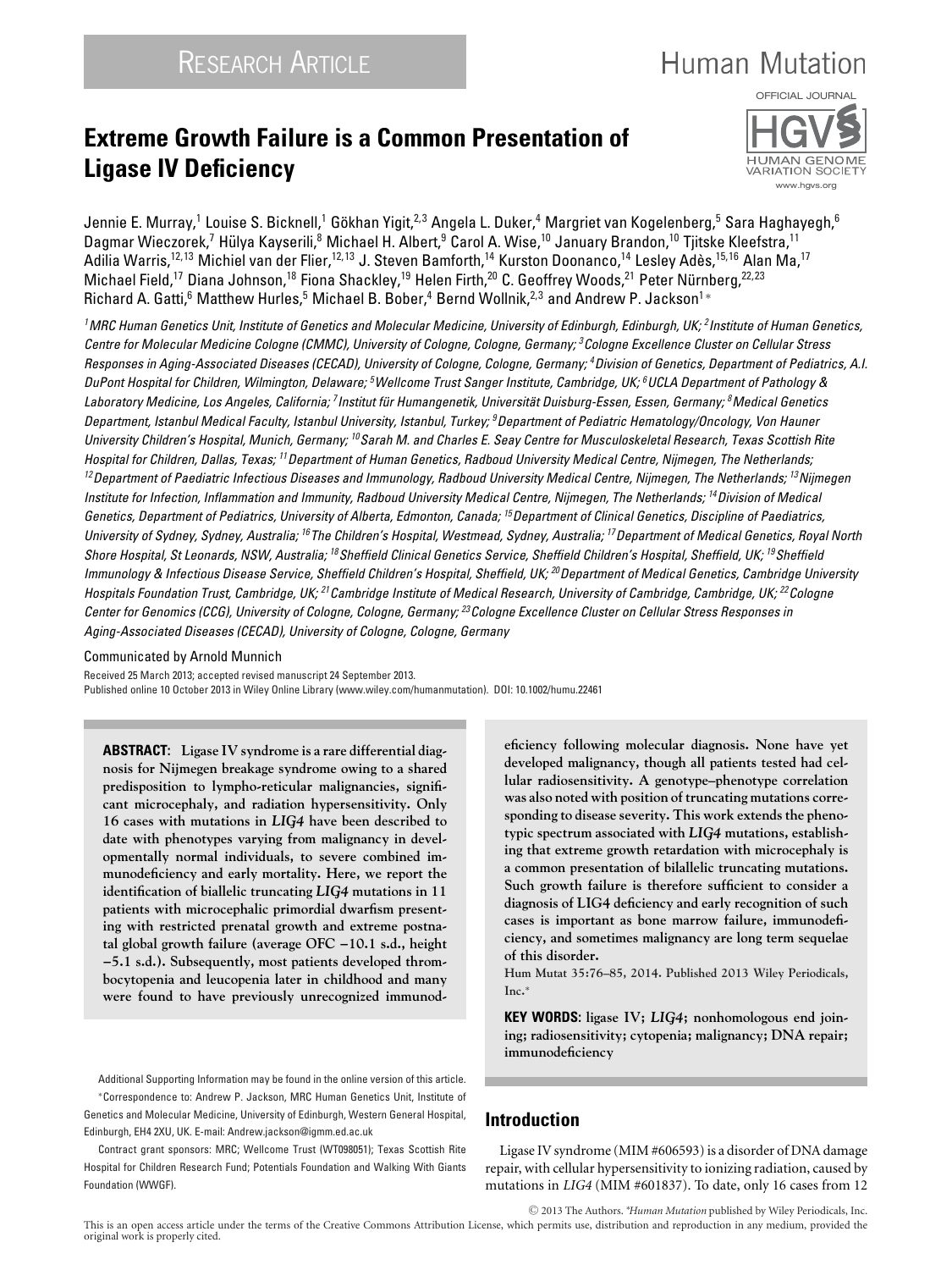# Extreme Growth Failure is a Common Presentation of Ligase IV Deficiency

Jennie E. Murray,[1] Louise S. Bicknell,[1] Gökhan Yigit,[2,3] Angela L. Duker,[4] Margriet van Kogelenberg,[5] Sara Haghayegh,[6] Dagmar Wieczorek,[7] Hülya Kayserili,[8] Michael H. Albert,[9] Carol A. Wise,[10] January Brandon,[10] Tjitske Kleefstra,[11] Adilia Warris,[12,13] Michiel van der Flier,[12,13] J. Steven Bamforth,[14] Kurston Doonanco,[14] Lesley Adès,[15,16] Alan Ma,[17] Michael Field,[17] Diana Johnson,[18] Fiona Shackley,[19] Helen Firth,[20] C. Geoffrey Woods,[21] Peter Nürnberg,[22,23] Richard A. Gatti,[6] Matthew Hurles,[5] Michael B. Bober,[4] Bernd Wollnik,[2,3] and Andrew P. Jackson[1]*

*[1]MRC Human Genetics Unit, Institute of Genetics and Molecular Medicine, University of Edinburgh, Edinburgh, UK; [2]Institute of Human Genetics, Centre for Molecular Medicine Cologne (CMMC), University of Cologne, Cologne, Germany; [3]Cologne Excellence Cluster on Cellular Stress Responses in Aging-Associated Diseases (CECAD), University of Cologne, Cologne, Germany; [4]Division of Genetics, Department of Pediatrics, A.I. DuPont Hospital for Children, Wilmington, Delaware; [5]Wellcome Trust Sanger Institute, Cambridge, UK; [6]UCLA Department of Pathology & Laboratory Medicine, Los Angeles, California; [7]Institut für Humangenetik, Universität Duisburg-Essen, Essen, Germany; [8]Medical Genetics Department, Istanbul Medical Faculty, Istanbul University, Istanbul, Turkey; [9]Department of Pediatric Hematology/Oncology, Von Hauner University Children's Hospital, Munich, Germany; [10]Sarah M. and Charles E. Seay Centre for Musculoskeletal Research, Texas Scottish Rite Hospital for Children, Dallas, Texas; [11]Department of Human Genetics, Radboud University Medical Centre, Nijmegen, The Netherlands; [12]Department of Paediatric Infectious Diseases and Immunology, Radboud University Medical Centre, Nijmegen, The Netherlands; [13]Nijmegen Institute for Infection, Inflammation and Immunity, Radboud University Medical Centre, Nijmegen, The Netherlands; [14]Division of Medical Genetics, Department of Pediatrics, University of Alberta, Edmonton, Canada; [15]Department of Clinical Genetics, Discipline of Paediatrics, University of Sydney, Sydney, Australia; [16]The Children's Hospital, Westmead, Sydney, Australia; [17]Department of Medical Genetics, Royal North Shore Hospital, St Leonards, NSW, Australia; [18]Sheffield Clinical Genetics Service, Sheffield Children's Hospital, Sheffield, UK; [19]Sheffield Immunology & Infectious Disease Service, Sheffield Children's Hospital, Sheffield, UK; [20]Department of Medical Genetics, Cambridge University Hospitals Foundation Trust, Cambridge, UK; [21]Cambridge Institute of Medical Research, University of Cambridge, Cambridge, UK; [22]Cologne Center for Genomics (CCG), University of Cologne, Cologne, Germany; [23]Cologne Excellence Cluster on Cellular Stress Responses in Aging-Associated Diseases (CECAD), University of Cologne, Cologne, Germany*

Communicated by Arnold Munnich

Received 25 March 2013; accepted revised manuscript 24 September 2013.
Published online 10 October 2013 in Wiley Online Library (www.wiley.com/humanmutation). DOI: 10.1002/humu.22461

**ABSTRACT: Ligase IV syndrome is a rare differential diagnosis for Nijmegen breakage syndrome owing to a shared predisposition to lympho-reticular malignancies, significant microcephaly, and radiation hypersensitivity. Only 16 cases with mutations in *LIG4* have been described to date with phenotypes varying from malignancy in developmentally normal individuals, to severe combined immunodeficiency and early mortality. Here, we report the identification of biallelic truncating *LIG4* mutations in 11 patients with microcephalic primordial dwarfism presenting with restricted prenatal growth and extreme postnatal global growth failure (average OFC −10.1 s.d., height −5.1 s.d.). Subsequently, most patients developed thrombocytopenia and leucopenia later in childhood and many were found to have previously unrecognized immunodeficiency following molecular diagnosis. None have yet developed malignancy, though all patients tested had cellular radiosensitivity. A genotype–phenotype correlation was also noted with position of truncating mutations corresponding to disease severity. This work extends the phenotypic spectrum associated with *LIG4* mutations, establishing that extreme growth retardation with microcephaly is a common presentation of bilallelic truncating mutations. Such growth failure is therefore sufficient to consider a diagnosis of LIG4 deficiency and early recognition of such cases is important as bone marrow failure, immunodeficiency, and sometimes malignancy are long term sequelae of this disorder.**

Hum Mutat 35:76–85, 2014. Published 2013 Wiley Periodicals, Inc.*

**KEY WORDS: ligase IV; *LIG4*; nonhomologous end joining; radiosensitivity; cytopenia; malignancy; DNA repair; immunodeficiency**

Additional Supporting Information may be found in the online version of this article.

*Correspondence to: Andrew P. Jackson, MRC Human Genetics Unit, Institute of Genetics and Molecular Medicine, University of Edinburgh, Western General Hospital, Edinburgh, EH4 2XU, UK. E-mail: Andrew.jackson@igmm.ed.ac.uk

Contract grant sponsors: MRC; Wellcome Trust (WT098051); Texas Scottish Rite Hospital for Children Research Fund; Potentials Foundation and Walking With Giants Foundation (WWGF).

## Introduction

Ligase IV syndrome (MIM #606593) is a disorder of DNA damage repair, with cellular hypersensitivity to ionizing radiation, caused by mutations in *LIG4* (MIM #601837). To date, only 16 cases from 12

© 2013 The Authors. *Human Mutation published by Wiley Periodicals, Inc.
This is an open access article under the terms of the Creative Commons Attribution License, which permits use, distribution and reproduction in any medium, provided the original work is properly cited.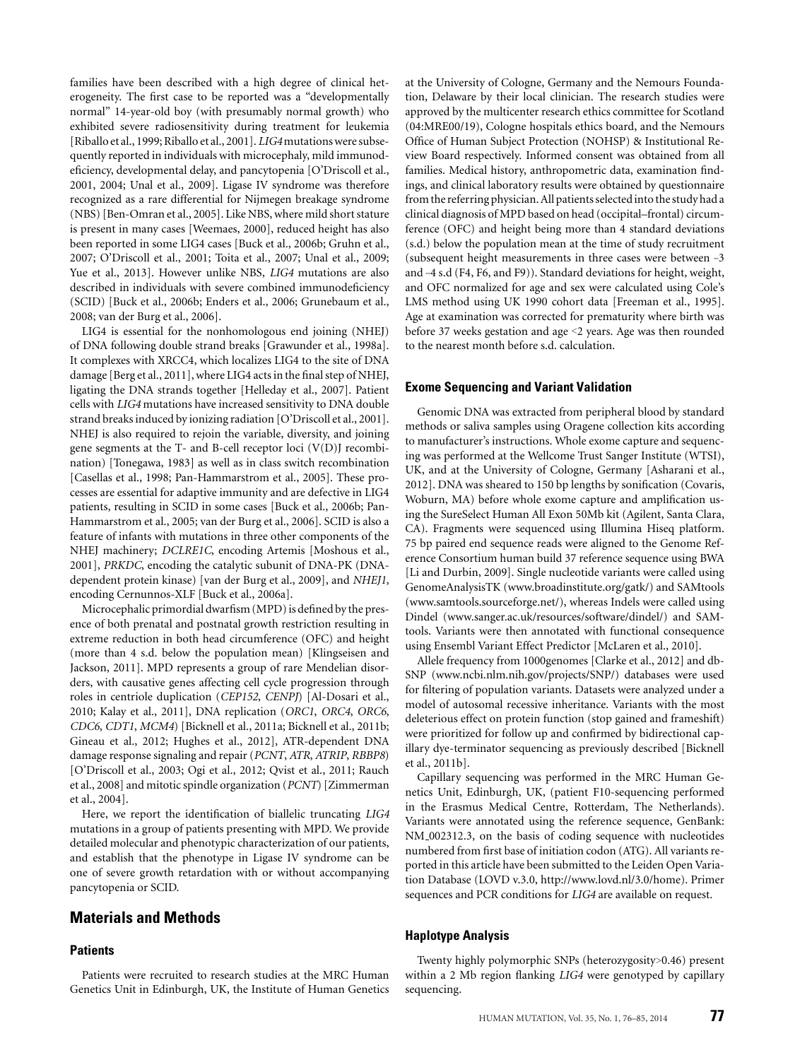families have been described with a high degree of clinical heterogeneity. The first case to be reported was a "developmentally normal" 14-year-old boy (with presumably normal growth) who exhibited severe radiosensitivity during treatment for leukemia [Riballo et al., 1999; Riballo et al., 2001]. *LIG4* mutations were subsequently reported in individuals with microcephaly, mild immunodeficiency, developmental delay, and pancytopenia [O'Driscoll et al., 2001, 2004; Unal et al., 2009]. Ligase IV syndrome was therefore recognized as a rare differential for Nijmegen breakage syndrome (NBS) [Ben-Omran et al., 2005]. Like NBS, where mild short stature is present in many cases [Weemaes, 2000], reduced height has also been reported in some LIG4 cases [Buck et al., 2006b; Gruhn et al., 2007; O'Driscoll et al., 2001; Toita et al., 2007; Unal et al., 2009; Yue et al., 2013]. However unlike NBS, *LIG4* mutations are also described in individuals with severe combined immunodeficiency (SCID) [Buck et al., 2006b; Enders et al., 2006; Grunebaum et al., 2008; van der Burg et al., 2006].

LIG4 is essential for the nonhomologous end joining (NHEJ) of DNA following double strand breaks [Grawunder et al., 1998a]. It complexes with XRCC4, which localizes LIG4 to the site of DNA damage [Berg et al., 2011], where LIG4 acts in the final step of NHEJ, ligating the DNA strands together [Helleday et al., 2007]. Patient cells with *LIG4* mutations have increased sensitivity to DNA double strand breaks induced by ionizing radiation [O'Driscoll et al., 2001]. NHEJ is also required to rejoin the variable, diversity, and joining gene segments at the T- and B-cell receptor loci (V(D)J recombination) [Tonegawa, 1983] as well as in class switch recombination [Casellas et al., 1998; Pan-Hammarstrom et al., 2005]. These processes are essential for adaptive immunity and are defective in LIG4 patients, resulting in SCID in some cases [Buck et al., 2006b; Pan-Hammarstrom et al., 2005; van der Burg et al., 2006]. SCID is also a feature of infants with mutations in three other components of the NHEJ machinery; *DCLRE1C*, encoding Artemis [Moshous et al., 2001], *PRKDC*, encoding the catalytic subunit of DNA-PK (DNA-dependent protein kinase) [van der Burg et al., 2009], and *NHEJ1*, encoding Cernunnos-XLF [Buck et al., 2006a].

Microcephalic primordial dwarfism (MPD) is defined by the presence of both prenatal and postnatal growth restriction resulting in extreme reduction in both head circumference (OFC) and height (more than 4 s.d. below the population mean) [Klingseisen and Jackson, 2011]. MPD represents a group of rare Mendelian disorders, with causative genes affecting cell cycle progression through roles in centriole duplication (*CEP152*, *CENPJ*) [Al-Dosari et al., 2010; Kalay et al., 2011], DNA replication (*ORC1*, *ORC4*, *ORC6*, *CDC6*, *CDT1*, *MCM4*) [Bicknell et al., 2011a; Bicknell et al., 2011b; Gineau et al., 2012; Hughes et al., 2012], ATR-dependent DNA damage response signaling and repair (*PCNT*, *ATR*, *ATRIP*, *RBBP8*) [O'Driscoll et al., 2003; Ogi et al., 2012; Qvist et al., 2011; Rauch et al., 2008] and mitotic spindle organization (*PCNT*) [Zimmerman et al., 2004].

Here, we report the identification of biallelic truncating *LIG4* mutations in a group of patients presenting with MPD. We provide detailed molecular and phenotypic characterization of our patients, and establish that the phenotype in Ligase IV syndrome can be one of severe growth retardation with or without accompanying pancytopenia or SCID.

## Materials and Methods

### Patients

Patients were recruited to research studies at the MRC Human Genetics Unit in Edinburgh, UK, the Institute of Human Genetics at the University of Cologne, Germany and the Nemours Foundation, Delaware by their local clinician. The research studies were approved by the multicenter research ethics committee for Scotland (04:MRE00/19), Cologne hospitals ethics board, and the Nemours Office of Human Subject Protection (NOHSP) & Institutional Review Board respectively. Informed consent was obtained from all families. Medical history, anthropometric data, examination findings, and clinical laboratory results were obtained by questionnaire from the referring physician. All patients selected into the study had a clinical diagnosis of MPD based on head (occipital–frontal) circumference (OFC) and height being more than 4 standard deviations (s.d.) below the population mean at the time of study recruitment (subsequent height measurements in three cases were between –3 and –4 s.d (F4, F6, and F9)). Standard deviations for height, weight, and OFC normalized for age and sex were calculated using Cole's LMS method using UK 1990 cohort data [Freeman et al., 1995]. Age at examination was corrected for prematurity where birth was before 37 weeks gestation and age <2 years. Age was then rounded to the nearest month before s.d. calculation.

### Exome Sequencing and Variant Validation

Genomic DNA was extracted from peripheral blood by standard methods or saliva samples using Oragene collection kits according to manufacturer's instructions. Whole exome capture and sequencing was performed at the Wellcome Trust Sanger Institute (WTSI), UK, and at the University of Cologne, Germany [Asharani et al., 2012]. DNA was sheared to 150 bp lengths by sonification (Covaris, Woburn, MA) before whole exome capture and amplification using the SureSelect Human All Exon 50Mb kit (Agilent, Santa Clara, CA). Fragments were sequenced using Illumina Hiseq platform. 75 bp paired end sequence reads were aligned to the Genome Reference Consortium human build 37 reference sequence using BWA [Li and Durbin, 2009]. Single nucleotide variants were called using GenomeAnalysisTK (www.broadinstitute.org/gatk/) and SAMtools (www.samtools.sourceforge.net/), whereas Indels were called using Dindel (www.sanger.ac.uk/resources/software/dindel/) and SAMtools. Variants were then annotated with functional consequence using Ensembl Variant Effect Predictor [McLaren et al., 2010].

Allele frequency from 1000genomes [Clarke et al., 2012] and dbSNP (www.ncbi.nlm.nih.gov/projects/SNP/) databases were used for filtering of population variants. Datasets were analyzed under a model of autosomal recessive inheritance. Variants with the most deleterious effect on protein function (stop gained and frameshift) were prioritized for follow up and confirmed by bidirectional capillary dye-terminator sequencing as previously described [Bicknell et al., 2011b].

Capillary sequencing was performed in the MRC Human Genetics Unit, Edinburgh, UK, (patient F10-sequencing performed in the Erasmus Medical Centre, Rotterdam, The Netherlands). Variants were annotated using the reference sequence, GenBank: NM_002312.3, on the basis of coding sequence with nucleotides numbered from first base of initiation codon (ATG). All variants reported in this article have been submitted to the Leiden Open Variation Database (LOVD v.3.0, http://www.lovd.nl/3.0/home). Primer sequences and PCR conditions for *LIG4* are available on request.

### Haplotype Analysis

Twenty highly polymorphic SNPs (heterozygosity>0.46) present within a 2 Mb region flanking *LIG4* were genotyped by capillary sequencing.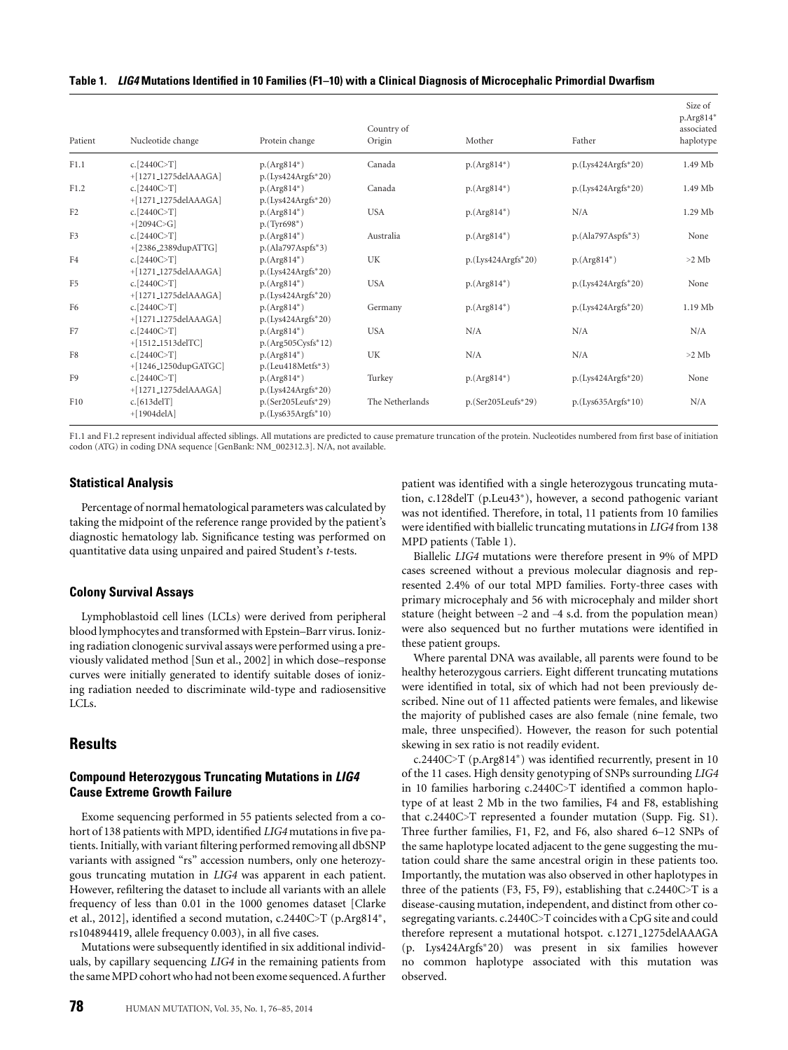**Table 1. *LIG4* Mutations Identified in 10 Families (F1–10) with a Clinical Diagnosis of Microcephalic Primordial Dwarfism**

| Patient | Nucleotide change | Protein change | Country of Origin | Mother | Father | Size of p.Arg814* associated haplotype |
|---|---|---|---|---|---|---|
| F1.1 | c.[2440C>T] +[1271_1275delAAAGA] | p.(Arg814*) p.(Lys424Argfs*20) | Canada | p.(Arg814*) | p.(Lys424Argfs*20) | 1.49 Mb |
| F1.2 | c.[2440C>T] +[1271_1275delAAAGA] | p.(Arg814*) p.(Lys424Argfs*20) | Canada | p.(Arg814*) | p.(Lys424Argfs*20) | 1.49 Mb |
| F2 | c.[2440C>T] +[2094C>G] | p.(Arg814*) p.(Tyr698*) | USA | p.(Arg814*) | N/A | 1.29 Mb |
| F3 | c.[2440C>T] +[2386_2389dupATTG] | p.(Arg814*) p.(Ala797Aspfs*3) | Australia | p.(Arg814*) | p.(Ala797Aspfs*3) | None |
| F4 | c.[2440C>T] +[1271_1275delAAAGA] | p.(Arg814*) p.(Lys424Argfs*20) | UK | p.(Lys424Argfs*20) | p.(Arg814*) | >2 Mb |
| F5 | c.[2440C>T] +[1271_1275delAAAGA] | p.(Arg814*) p.(Lys424Argfs*20) | USA | p.(Arg814*) | p.(Lys424Argfs*20) | None |
| F6 | c.[2440C>T] +[1271_1275delAAAGA] | p.(Arg814*) p.(Lys424Argfs*20) | Germany | p.(Arg814*) | p.(Lys424Argfs*20) | 1.19 Mb |
| F7 | c.[2440C>T] +[1512_1513delTC] | p.(Arg814*) p.(Arg505Cysfs*12) | USA | N/A | N/A | N/A |
| F8 | c.[2440C>T] +[1246_1250dupGATGC] | p.(Arg814*) p.(Leu418Metfs*3) | UK | N/A | N/A | >2 Mb |
| F9 | c.[2440C>T] +[1271_1275delAAAGA] | p.(Arg814*) p.(Lys424Argfs*20) | Turkey | p.(Arg814*) | p.(Lys424Argfs*20) | None |
| F10 | c.[613delT] +[1904delA] | p.(Ser205Leufs*29) p.(Lys635Argfs*10) | The Netherlands | p.(Ser205Leufs*29) | p.(Lys635Argfs*10) | N/A |

F1.1 and F1.2 represent individual affected siblings. All mutations are predicted to cause premature truncation of the protein. Nucleotides numbered from first base of initiation codon (ATG) in coding DNA sequence [GenBank: NM_002312.3]. N/A, not available.

### Statistical Analysis

Percentage of normal hematological parameters was calculated by taking the midpoint of the reference range provided by the patient's diagnostic hematology lab. Significance testing was performed on quantitative data using unpaired and paired Student's *t*-tests.

### Colony Survival Assays

Lymphoblastoid cell lines (LCLs) were derived from peripheral blood lymphocytes and transformed with Epstein–Barr virus. Ionizing radiation clonogenic survival assays were performed using a previously validated method [Sun et al., 2002] in which dose–response curves were initially generated to identify suitable doses of ionizing radiation needed to discriminate wild-type and radiosensitive LCLs.

## Results

### Compound Heterozygous Truncating Mutations in *LIG4* Cause Extreme Growth Failure

Exome sequencing performed in 55 patients selected from a cohort of 138 patients with MPD, identified *LIG4* mutations in five patients. Initially, with variant filtering performed removing all dbSNP variants with assigned "rs" accession numbers, only one heterozygous truncating mutation in *LIG4* was apparent in each patient. However, refiltering the dataset to include all variants with an allele frequency of less than 0.01 in the 1000 genomes dataset [Clarke et al., 2012], identified a second mutation, c.2440C>T (p.Arg814*, rs104894419, allele frequency 0.003), in all five cases.

Mutations were subsequently identified in six additional individuals, by capillary sequencing *LIG4* in the remaining patients from the same MPD cohort who had not been exome sequenced. A further patient was identified with a single heterozygous truncating mutation, c.128delT (p.Leu43*), however, a second pathogenic variant was not identified. Therefore, in total, 11 patients from 10 families were identified with biallelic truncating mutations in *LIG4* from 138 MPD patients (Table 1).

Biallelic *LIG4* mutations were therefore present in 9% of MPD cases screened without a previous molecular diagnosis and represented 2.4% of our total MPD families. Forty-three cases with primary microcephaly and 56 with microcephaly and milder short stature (height between –2 and –4 s.d. from the population mean) were also sequenced but no further mutations were identified in these patient groups.

Where parental DNA was available, all parents were found to be healthy heterozygous carriers. Eight different truncating mutations were identified in total, six of which had not been previously described. Nine out of 11 affected patients were females, and likewise the majority of published cases are also female (nine female, two male, three unspecified). However, the reason for such potential skewing in sex ratio is not readily evident.

c.2440C>T (p.Arg814*) was identified recurrently, present in 10 of the 11 cases. High density genotyping of SNPs surrounding *LIG4* in 10 families harboring c.2440C>T identified a common haplotype of at least 2 Mb in the two families, F4 and F8, establishing that c.2440C>T represented a founder mutation (Supp. Fig. S1). Three further families, F1, F2, and F6, also shared 6–12 SNPs of the same haplotype located adjacent to the gene suggesting the mutation could share the same ancestral origin in these patients too. Importantly, the mutation was also observed in other haplotypes in three of the patients (F3, F5, F9), establishing that c.2440C>T is a disease-causing mutation, independent, and distinct from other cosegregating variants. c.2440C>T coincides with a CpG site and could therefore represent a mutational hotspot. c.1271_1275delAAAGA (p. Lys424Argfs*20) was present in six families however no common haplotype associated with this mutation was observed.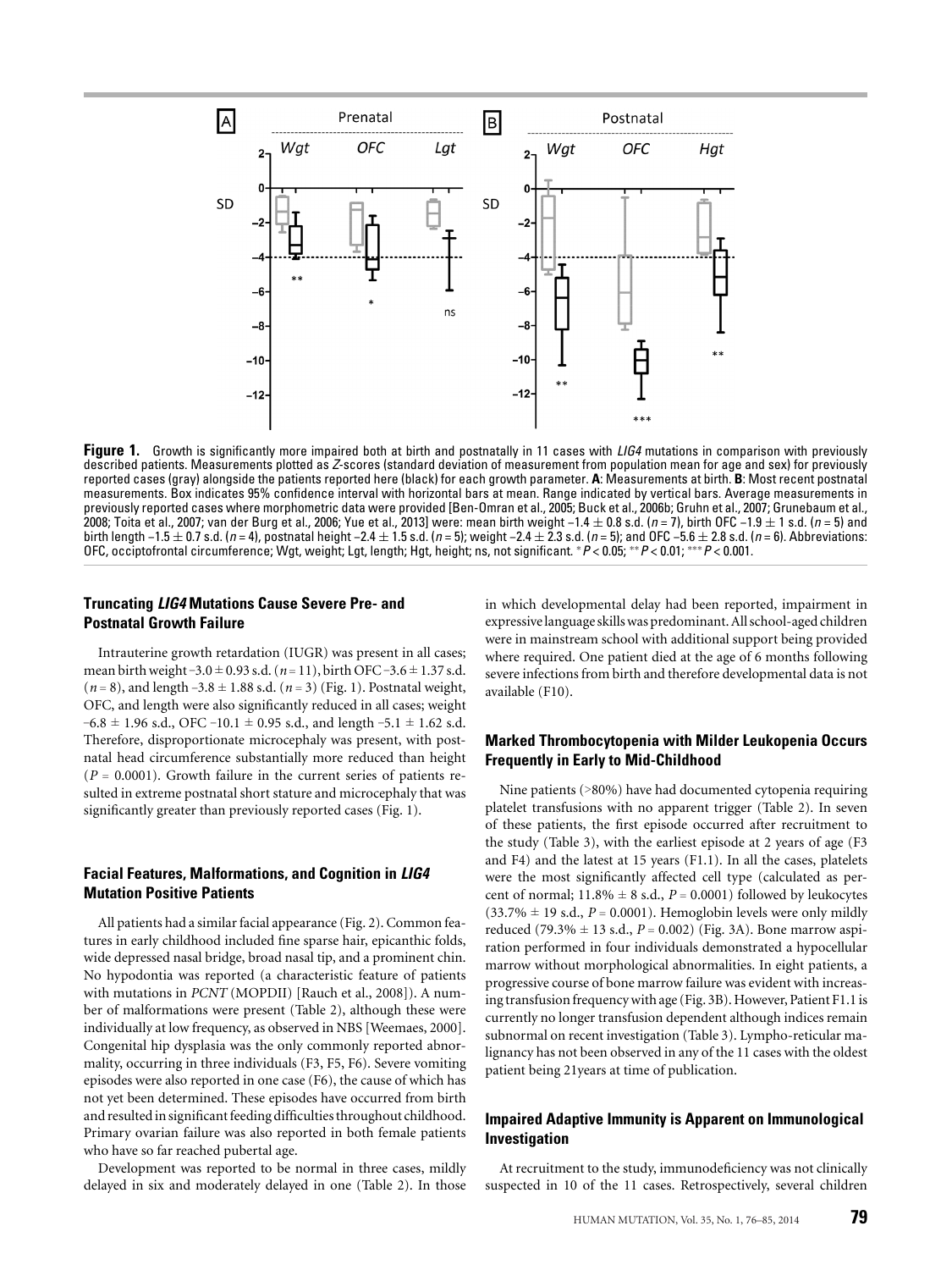**Figure 1.** Growth is significantly more impaired both at birth and postnatally in 11 cases with *LIG4* mutations in comparison with previously described patients. Measurements plotted as *Z*-scores (standard deviation of measurement from population mean for age and sex) for previously reported cases (gray) alongside the patients reported here (black) for each growth parameter. **A**: Measurements at birth. **B**: Most recent postnatal measurements. Box indicates 95% confidence interval with horizontal bars at mean. Range indicated by vertical bars. Average measurements in previously reported cases where morphometric data were provided [Ben-Omran et al., 2005; Buck et al., 2006b; Gruhn et al., 2007; Grunebaum et al., 2008; Toita et al., 2007; van der Burg et al., 2006; Yue et al., 2013] were: mean birth weight –1.4 ± 0.8 s.d. ($n = 7$), birth OFC –1.9 ± 1 s.d. ($n = 5$) and birth length –1.5 ± 0.7 s.d. ($n = 4$), postnatal height –2.4 ± 1.5 s.d. ($n = 5$); weight –2.4 ± 2.3 s.d. ($n = 5$); and OFC –5.6 ± 2.8 s.d. ($n = 6$). Abbreviations: OFC, occiptofrontal circumference; Wgt, weight; Lgt, length; Hgt, height; ns, not significant. * $P < 0.05$; ** $P < 0.01$; *** $P < 0.001$.

### Truncating *LIG4* Mutations Cause Severe Pre- and Postnatal Growth Failure

Intrauterine growth retardation (IUGR) was present in all cases; mean birth weight –3.0 ± 0.93 s.d. ($n = 11$), birth OFC –3.6 ± 1.37 s.d. ($n = 8$), and length –3.8 ± 1.88 s.d. ($n = 3$) (Fig. 1). Postnatal weight, OFC, and length were also significantly reduced in all cases; weight –6.8 ± 1.96 s.d., OFC –10.1 ± 0.95 s.d., and length –5.1 ± 1.62 s.d. Therefore, disproportionate microcephaly was present, with postnatal head circumference substantially more reduced than height ($P = 0.0001$). Growth failure in the current series of patients resulted in extreme postnatal short stature and microcephaly that was significantly greater than previously reported cases (Fig. 1).

### Facial Features, Malformations, and Cognition in *LIG4* Mutation Positive Patients

All patients had a similar facial appearance (Fig. 2). Common features in early childhood included fine sparse hair, epicanthic folds, wide depressed nasal bridge, broad nasal tip, and a prominent chin. No hypodontia was reported (a characteristic feature of patients with mutations in *PCNT* (MOPDII) [Rauch et al., 2008]). A number of malformations were present (Table 2), although these were individually at low frequency, as observed in NBS [Weemaes, 2000]. Congenital hip dysplasia was the only commonly reported abnormality, occurring in three individuals (F3, F5, F6). Severe vomiting episodes were also reported in one case (F6), the cause of which has not yet been determined. These episodes have occurred from birth and resulted in significant feeding difficulties throughout childhood. Primary ovarian failure was also reported in both female patients who have so far reached pubertal age.

Development was reported to be normal in three cases, mildly delayed in six and moderately delayed in one (Table 2). In those in which developmental delay had been reported, impairment in expressive language skills was predominant. All school-aged children were in mainstream school with additional support being provided where required. One patient died at the age of 6 months following severe infections from birth and therefore developmental data is not available (F10).

### Marked Thrombocytopenia with Milder Leukopenia Occurs Frequently in Early to Mid-Childhood

Nine patients (>80%) have had documented cytopenia requiring platelet transfusions with no apparent trigger (Table 2). In seven of these patients, the first episode occurred after recruitment to the study (Table 3), with the earliest episode at 2 years of age (F3 and F4) and the latest at 15 years (F1.1). In all the cases, platelets were the most significantly affected cell type (calculated as percent of normal; 11.8% ± 8 s.d., $P = 0.0001$) followed by leukocytes (33.7% ± 19 s.d., $P = 0.0001$). Hemoglobin levels were only mildly reduced (79.3% ± 13 s.d., $P = 0.002$) (Fig. 3A). Bone marrow aspiration performed in four individuals demonstrated a hypocellular marrow without morphological abnormalities. In eight patients, a progressive course of bone marrow failure was evident with increasing transfusion frequency with age (Fig. 3B). However, Patient F1.1 is currently no longer transfusion dependent although indices remain subnormal on recent investigation (Table 3). Lympho-reticular malignancy has not been observed in any of the 11 cases with the oldest patient being 21years at time of publication.

### Impaired Adaptive Immunity is Apparent on Immunological Investigation

At recruitment to the study, immunodeficiency was not clinically suspected in 10 of the 11 cases. Retrospectively, several children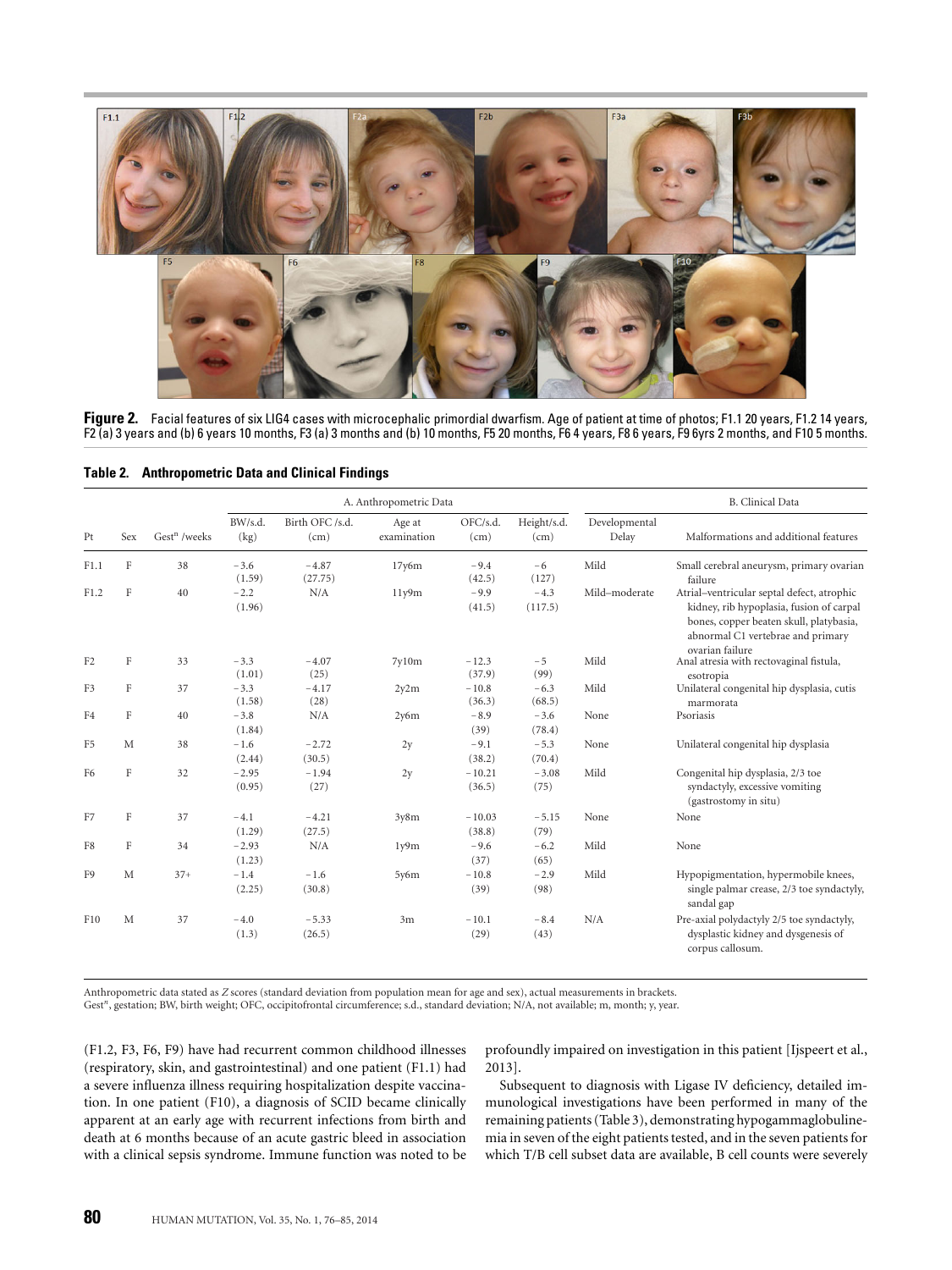**Figure 2.** Facial features of six LIG4 cases with microcephalic primordial dwarfism. Age of patient at time of photos; F1.1 20 years, F1.2 14 years, F2 (a) 3 years and (b) 6 years 10 months, F3 (a) 3 months and (b) 10 months, F5 20 months, F6 4 years, F8 6 years, F9 6yrs 2 months, and F10 5 months.

**Table 2. Anthropometric Data and Clinical Findings**

| | | | A. Anthropometric Data | | | | | B. Clinical Data | |
|---|---|---|---|---|---|---|---|---|---|
| Pt | Sex | Gest[n] /weeks | BW/s.d. (kg) | Birth OFC /s.d. (cm) | Age at examination | OFC/s.d. (cm) | Height/s.d. (cm) | Developmental Delay | Malformations and additional features |
| F1.1 | F | 38 | −3.6 (1.59) | −4.87 (27.75) | 17y6m | −9.4 (42.5) | −6 (127) | Mild | Small cerebral aneurysm, primary ovarian failure |
| F1.2 | F | 40 | −2.2 (1.96) | N/A | 11y9m | −9.9 (41.5) | −4.3 (117.5) | Mild–moderate | Atrial–ventricular septal defect, atrophic kidney, rib hypoplasia, fusion of carpal bones, copper beaten skull, platybasia, abnormal C1 vertebrae and primary ovarian failure |
| F2 | F | 33 | −3.3 (1.01) | −4.07 (25) | 7y10m | −12.3 (37.9) | −5 (99) | Mild | Anal atresia with rectovaginal fistula, esotropia |
| F3 | F | 37 | −3.3 (1.58) | −4.17 (28) | 2y2m | −10.8 (36.3) | −6.3 (68.5) | Mild | Unilateral congenital hip dysplasia, cutis marmorata |
| F4 | F | 40 | −3.8 (1.84) | N/A | 2y6m | −8.9 (39) | −3.6 (78.4) | None | Psoriasis |
| F5 | M | 38 | −1.6 (2.44) | −2.72 (30.5) | 2y | −9.1 (38.2) | −5.3 (70.4) | None | Unilateral congenital hip dysplasia |
| F6 | F | 32 | −2.95 (0.95) | −1.94 (27) | 2y | −10.21 (36.5) | −3.08 (75) | Mild | Congenital hip dysplasia, 2/3 toe syndactyly, excessive vomiting (gastrostomy in situ) |
| F7 | F | 37 | −4.1 (1.29) | −4.21 (27.5) | 3y8m | −10.03 (38.8) | −5.15 (79) | None | None |
| F8 | F | 34 | −2.93 (1.23) | N/A | 1y9m | −9.6 (37) | −6.2 (65) | Mild | None |
| F9 | M | 37+ | −1.4 (2.25) | −1.6 (30.8) | 5y6m | −10.8 (39) | −2.9 (98) | Mild | Hypopigmentation, hypermobile knees, single palmar crease, 2/3 toe syndactyly, sandal gap |
| F10 | M | 37 | −4.0 (1.3) | −5.33 (26.5) | 3m | −10.1 (29) | −8.4 (43) | N/A | Pre-axial polydactyly 2/5 toe syndactyly, dysplastic kidney and dysgenesis of corpus callosum. |

Anthropometric data stated as *Z* scores (standard deviation from population mean for age and sex), actual measurements in brackets.
Gest[n], gestation; BW, birth weight; OFC, occipitofrontal circumference; s.d., standard deviation; N/A, not available; m, month; y, year.

(F1.2, F3, F6, F9) have had recurrent common childhood illnesses (respiratory, skin, and gastrointestinal) and one patient (F1.1) had a severe influenza illness requiring hospitalization despite vaccination. In one patient (F10), a diagnosis of SCID became clinically apparent at an early age with recurrent infections from birth and death at 6 months because of an acute gastric bleed in association with a clinical sepsis syndrome. Immune function was noted to be profoundly impaired on investigation in this patient [Ijspeert et al., 2013].

Subsequent to diagnosis with Ligase IV deficiency, detailed immunological investigations have been performed in many of the remaining patients (Table 3), demonstrating hypogammaglobulinemia in seven of the eight patients tested, and in the seven patients for which T/B cell subset data are available, B cell counts were severely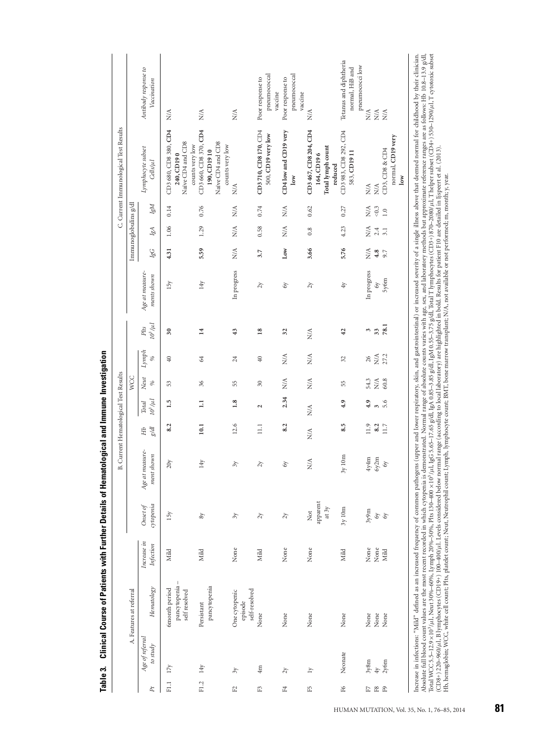**Table 3. Clinical Course of Patients with Further Details of Hematological and Immune Investigation**

| | A. Features at referral | | | | B. Current Hematological Test Results | | | | | | | C. Current Immunological Test Results | | | | | |
|---|---|---|---|---|---|---|---|---|---|---|---|---|---|---|---|---|---|
| | | | | | | | WCC | | | | | | Immunoglobulins g/dl | | | | |
| *Pt* | *Age of referral to study* | *Hematology* | *Increase in Infection* | *Onset of cytopenia* | *Age at measurement shown* | *Hb g/dl* | *Total $10^3/\mu l$* | *Neut %* | *Lymph %* | *Plts $10^3/\mu l$* | *Age at measurements shown* | *IgG* | *IgA* | *IgM* | *Lymphocyte subset Cells/µl* | *Antibody response to Vaccination* |
| F1.1 | 17y | 6month period pancytopenia – self resolved | Mild | 15y | 20y | **8.2** | **1.5** | 53 | 40 | **30** | 15y | **4.31** | 1.06 | 0.14 | CD3 680, CD8 380, **CD4 240, CD19 0** Naïve CD4 and CD8 counts very low | N/A |
| F1.2 | 14y | Persistant pancytopenia | Mild | 8y | 14y | **10.1** | **1.1** | 36 | 64 | **14** | 14y | **5.59** | 1.29 | 0.76 | CD3 660, CD8 370, **CD4 190, CD19 10** Naïve CD4 and CD8 counts very low | N/A |
| F2 | 3y | One cytopenic episode self-resolved | None | 3y | 3y | 12.6 | **1.8** | 55 | 24 | 43 | In progress | N/A | N/A | N/A | N/A | N/A |
| F3 | 4m | None | Mild | 2y | 2y | 11.1 | **2** | 30 | 40 | **18** | 2y | **3.7** | 0.58 | 0.74 | **CD3 710, CD8 170**, CD4 500, **CD19 very low** | Poor response to pneumococcal vaccine |
| F4 | 2y | None | None | 2y | 6y | **8.2** | **2.34** | N/A | N/A | 32 | 6y | **Low** | N/A | N/A | **CD4 low and CD19 very low** | Poor response to pneumococcal vaccine |
| F5 | 1y | None | None | Not apparent at 3y | N/A | N/A | N/A | N/A | N/A | N/A | 2y | **3.66** | 0.8 | 0.62 | **CD3 467, CD8 204, CD4 164, CD19 6** **Total lymph count reduced** | N/A |
| F6 | Neonate | None | Mild | 3y 10m | 3y 10m | **8.5** | **4.9** | 55 | 32 | 42 | 4y | **5.76** | 4.23 | 0.27 | CD3 983, CD8 292, CD4 583, **CD19 11** | Tetanus and diphtheria normal, HiB and pneumococci low |
| F7 | 3y8m | None | None | 3y9m | 4y4m | 11.9 | **4.9** | 54.3 | 26 | **3** | In progress | N/A | N/A | N/A | N/A | N/A |
| F8 | 4y | None | None | 6y | 6y2m | **8.2** | **3** | N/A | N/A | **33** | 6y | **4.8** | 2.4 | <0.3 | N/A | N/A |
| F9 | 2y6m | None | Mild | 6y | 6y | 11.7 | 5.6 | 60.8 | 27.2 | **78.1** | 5y6m | 9.7 | 3.1 | 1.0 | CD3, CD8 & CD4 normal, **CD19 very low** | N/A |

Increase in infections: "Mild" defined as an increased frequency of common pathogens (upper and lower respiratory, skin, and gastrointestinal) or increased severity of a single illness above that deemed normal for childhood by their clinician.
Absolute full blood count values are the most recent recorded in which cytopenia is demonstrated. Normal range of absolute counts varies with age, sex, and laboratory methods but approximate reference ranges are as follows: Hb 10.8–13.9 g/dl, Total WCC 5.5–12.9 × $10^3/\mu l$, Neut 30%–60%, Lymph 20%–50%, Plts 130–400 × $10^3/\mu l$, IgG 5.65–17.65 g/dl, IgA 0.85–3.85 g/dl, IgM 0.55–3.75 g/dl, Total T lymphocytes (CD3+) 870–2080/µl, T helper subset (CD4+) 530–1290/µl, T cytotoxic subset (CD8+) 220–960/µl, B lymphocytes (CD19+) 100–400/µl. Levels considered below normal range (according to local laboratory) are highlighted in bold. Results for patient F10 are detailed in Ijspeert et al. (2013).
Hb, hemaglobin; WCC, white cell count; Plts, platelet count; Neut, Neutrophil count; Lymph, lymphocyte count; BMT, bone marrow transplant; N/A, not available or not performed; m, month; y, year.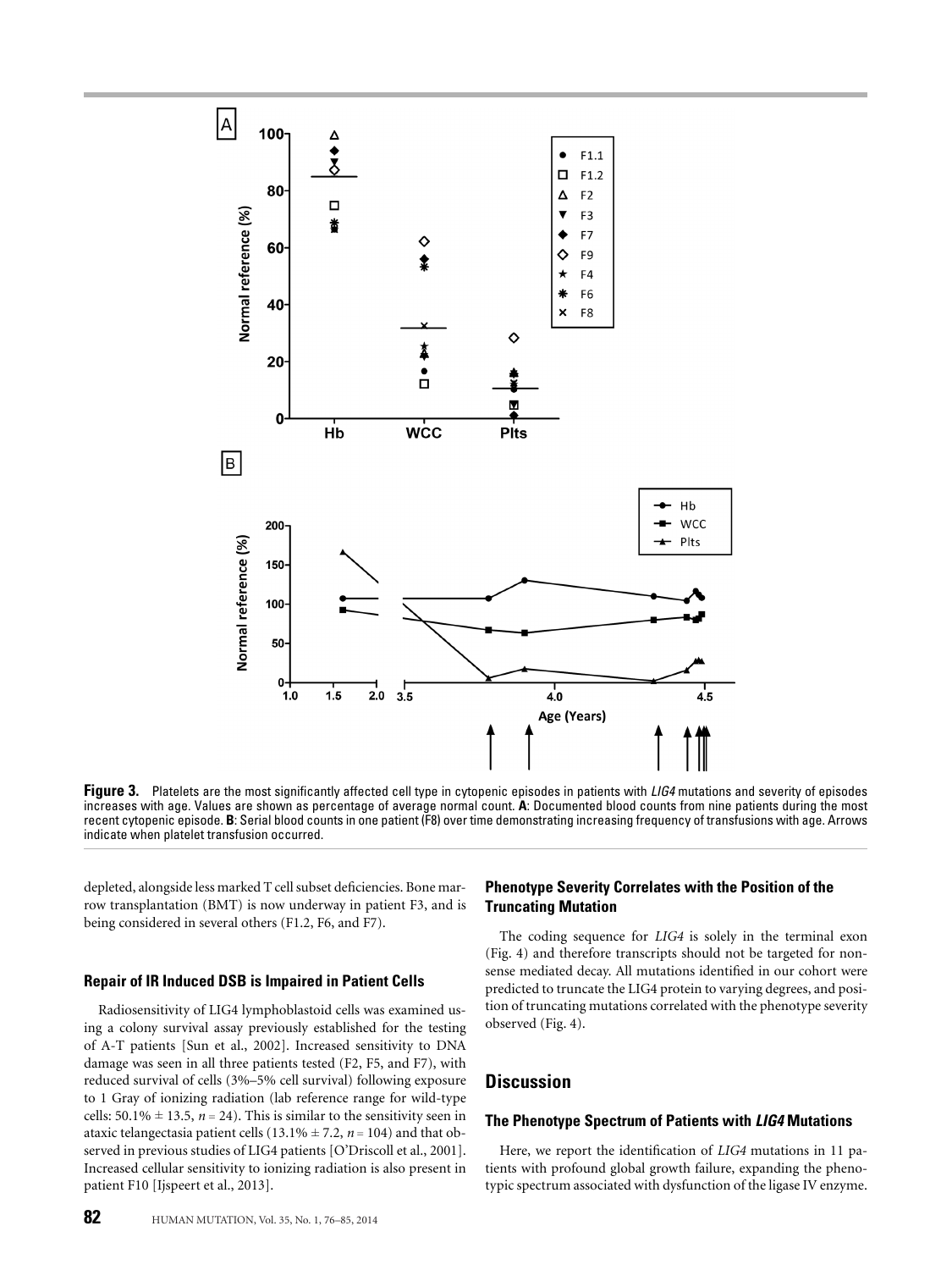**Figure 3.** Platelets are the most significantly affected cell type in cytopenic episodes in patients with *LIG4* mutations and severity of episodes increases with age. Values are shown as percentage of average normal count. **A**: Documented blood counts from nine patients during the most recent cytopenic episode. **B**: Serial blood counts in one patient (F8) over time demonstrating increasing frequency of transfusions with age. Arrows indicate when platelet transfusion occurred.

depleted, alongside less marked T cell subset deficiencies. Bone marrow transplantation (BMT) is now underway in patient F3, and is being considered in several others (F1.2, F6, and F7).

### Repair of IR Induced DSB is Impaired in Patient Cells

Radiosensitivity of LIG4 lymphoblastoid cells was examined using a colony survival assay previously established for the testing of A-T patients [Sun et al., 2002]. Increased sensitivity to DNA damage was seen in all three patients tested (F2, F5, and F7), with reduced survival of cells (3%–5% cell survival) following exposure to 1 Gray of ionizing radiation (lab reference range for wild-type cells: 50.1% ± 13.5, $n = 24$). This is similar to the sensitivity seen in ataxic telangectasia patient cells (13.1% ± 7.2, $n = 104$) and that observed in previous studies of LIG4 patients [O'Driscoll et al., 2001]. Increased cellular sensitivity to ionizing radiation is also present in patient F10 [Ijspeert et al., 2013].

### Phenotype Severity Correlates with the Position of the Truncating Mutation

The coding sequence for *LIG4* is solely in the terminal exon (Fig. 4) and therefore transcripts should not be targeted for nonsense mediated decay. All mutations identified in our cohort were predicted to truncate the LIG4 protein to varying degrees, and position of truncating mutations correlated with the phenotype severity observed (Fig. 4).

## Discussion

### The Phenotype Spectrum of Patients with *LIG4* Mutations

Here, we report the identification of *LIG4* mutations in 11 patients with profound global growth failure, expanding the phenotypic spectrum associated with dysfunction of the ligase IV enzyme.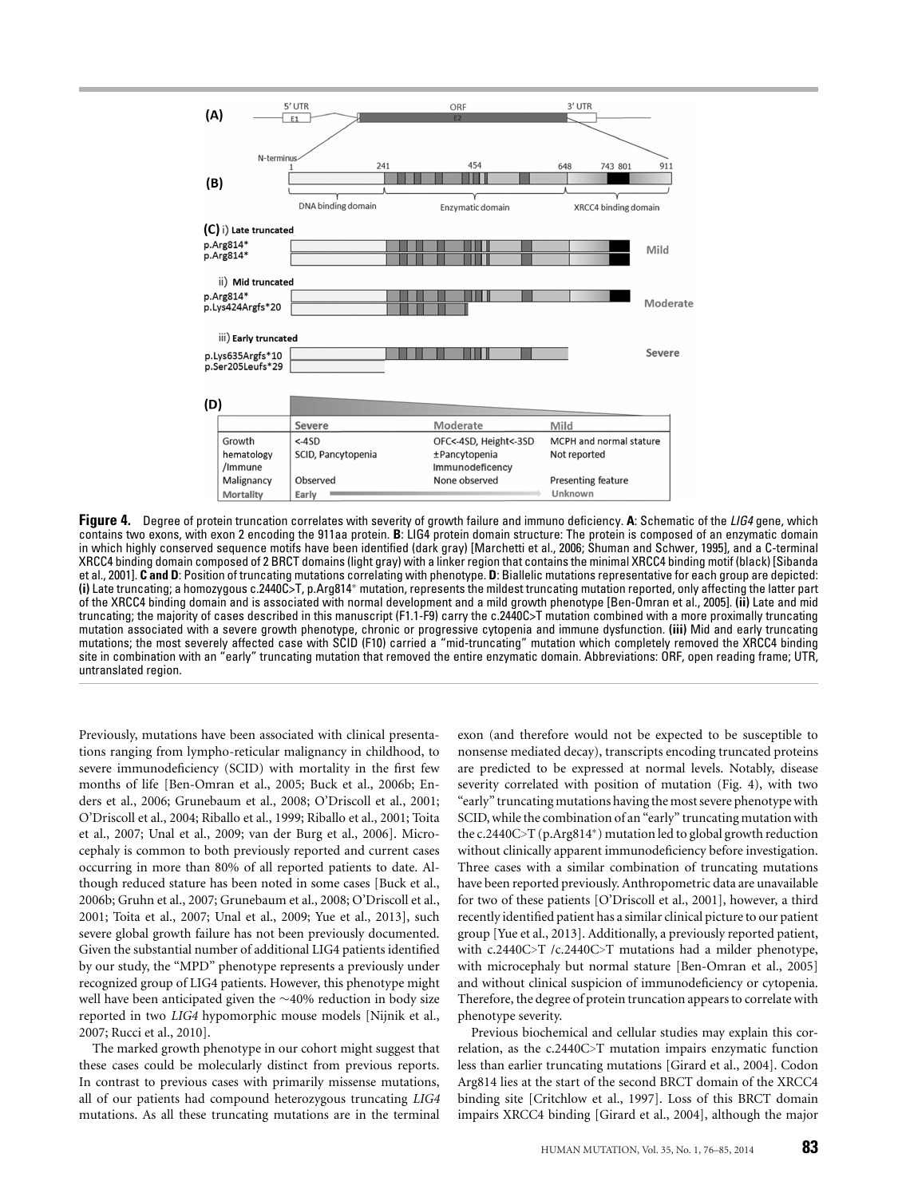| | Severe | Moderate | Mild |
|---|---|---|---|
| Growth | <-4SD | OFC<-4SD, Height<-3SD | MCPH and normal stature |
| hematology /Immune | SCID, Pancytopenia | ±Pancytopenia Immunodeficency | Not reported |
| Malignancy | Observed | None observed | Presenting feature |
| Mortality | Early | | Unknown |

**Figure 4.** Degree of protein truncation correlates with severity of growth failure and immuno deficiency. **A**: Schematic of the *LIG4* gene, which contains two exons, with exon 2 encoding the 911aa protein. **B**: LIG4 protein domain structure: The protein is composed of an enzymatic domain in which highly conserved sequence motifs have been identified (dark gray) [Marchetti et al., 2006; Shuman and Schwer, 1995], and a C-terminal XRCC4 binding domain composed of 2 BRCT domains (light gray) with a linker region that contains the minimal XRCC4 binding motif (black) [Sibanda et al., 2001]. **C and D**: Position of truncating mutations correlating with phenotype. **D**: Biallelic mutations representative for each group are depicted: **(i)** Late truncating; a homozygous c.2440C>T, p.Arg814* mutation, represents the mildest truncating mutation reported, only affecting the latter part of the XRCC4 binding domain and is associated with normal development and a mild growth phenotype [Ben-Omran et al., 2005]. **(ii)** Late and mid truncating; the majority of cases described in this manuscript (F1.1-F9) carry the c.2440C>T mutation combined with a more proximally truncating mutation associated with a severe growth phenotype, chronic or progressive cytopenia and immune dysfunction. **(iii)** Mid and early truncating mutations; the most severely affected case with SCID (F10) carried a "mid-truncating" mutation which completely removed the XRCC4 binding site in combination with an "early" truncating mutation that removed the entire enzymatic domain. Abbreviations: ORF, open reading frame; UTR, untranslated region.

Previously, mutations have been associated with clinical presentations ranging from lympho-reticular malignancy in childhood, to severe immunodeficiency (SCID) with mortality in the first few months of life [Ben-Omran et al., 2005; Buck et al., 2006b; Enders et al., 2006; Grunebaum et al., 2008; O'Driscoll et al., 2001; O'Driscoll et al., 2004; Riballo et al., 1999; Riballo et al., 2001; Toita et al., 2007; Unal et al., 2009; van der Burg et al., 2006]. Microcephaly is common to both previously reported and current cases occurring in more than 80% of all reported patients to date. Although reduced stature has been noted in some cases [Buck et al., 2006b; Gruhn et al., 2007; Grunebaum et al., 2008; O'Driscoll et al., 2001; Toita et al., 2007; Unal et al., 2009; Yue et al., 2013], such severe global growth failure has not been previously documented. Given the substantial number of additional LIG4 patients identified by our study, the "MPD" phenotype represents a previously under recognized group of LIG4 patients. However, this phenotype might well have been anticipated given the ~40% reduction in body size reported in two *LIG4* hypomorphic mouse models [Nijnik et al., 2007; Rucci et al., 2010].

The marked growth phenotype in our cohort might suggest that these cases could be molecularly distinct from previous reports. In contrast to previous cases with primarily missense mutations, all of our patients had compound heterozygous truncating *LIG4* mutations. As all these truncating mutations are in the terminal exon (and therefore would not be expected to be susceptible to nonsense mediated decay), transcripts encoding truncated proteins are predicted to be expressed at normal levels. Notably, disease severity correlated with position of mutation (Fig. 4), with two "early" truncating mutations having the most severe phenotype with SCID, while the combination of an "early" truncating mutation with the c.2440C>T (p.Arg814*) mutation led to global growth reduction without clinically apparent immunodeficiency before investigation. Three cases with a similar combination of truncating mutations have been reported previously. Anthropometric data are unavailable for two of these patients [O'Driscoll et al., 2001], however, a third recently identified patient has a similar clinical picture to our patient group [Yue et al., 2013]. Additionally, a previously reported patient, with c.2440C>T /c.2440C>T mutations had a milder phenotype, with microcephaly but normal stature [Ben-Omran et al., 2005] and without clinical suspicion of immunodeficiency or cytopenia. Therefore, the degree of protein truncation appears to correlate with phenotype severity.

Previous biochemical and cellular studies may explain this correlation, as the c.2440C>T mutation impairs enzymatic function less than earlier truncating mutations [Girard et al., 2004]. Codon Arg814 lies at the start of the second BRCT domain of the XRCC4 binding site [Critchlow et al., 1997]. Loss of this BRCT domain impairs XRCC4 binding [Girard et al., 2004], although the major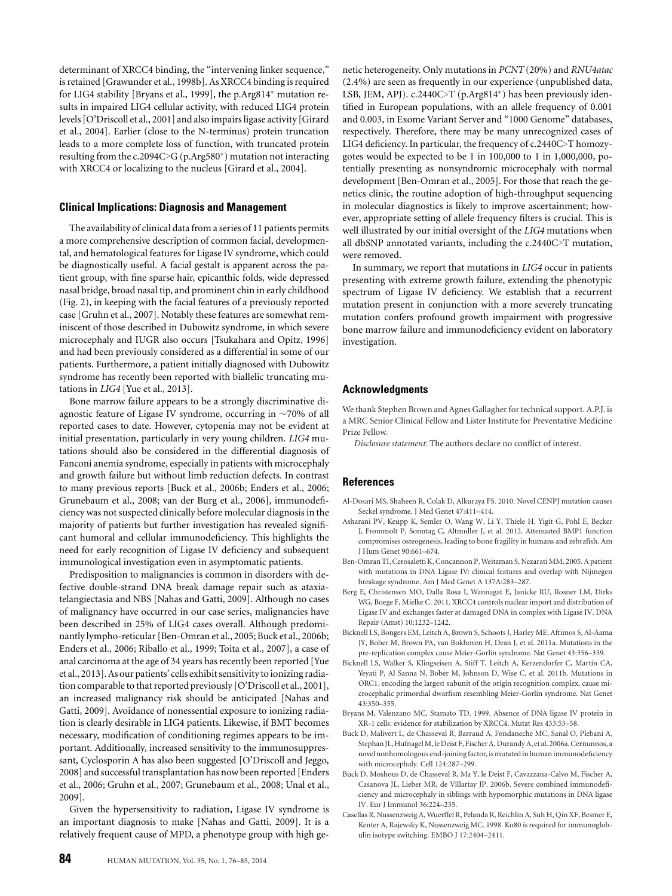determinant of XRCC4 binding, the "intervening linker sequence," is retained [Grawunder et al., 1998b]. As XRCC4 binding is required for LIG4 stability [Bryans et al., 1999], the p.Arg814* mutation results in impaired LIG4 cellular activity, with reduced LIG4 protein levels [O'Driscoll et al., 2001] and also impairs ligase activity [Girard et al., 2004]. Earlier (close to the N-terminus) protein truncation leads to a more complete loss of function, with truncated protein resulting from the c.2094C>G (p.Arg580*) mutation not interacting with XRCC4 or localizing to the nucleus [Girard et al., 2004].

### Clinical Implications: Diagnosis and Management

The availability of clinical data from a series of 11 patients permits a more comprehensive description of common facial, developmental, and hematological features for Ligase IV syndrome, which could be diagnostically useful. A facial gestalt is apparent across the patient group, with fine sparse hair, epicanthic folds, wide depressed nasal bridge, broad nasal tip, and prominent chin in early childhood (Fig. 2), in keeping with the facial features of a previously reported case [Gruhn et al., 2007]. Notably these features are somewhat reminiscent of those described in Dubowitz syndrome, in which severe microcephaly and IUGR also occurs [Tsukahara and Opitz, 1996] and had been previously considered as a differential in some of our patients. Furthermore, a patient initially diagnosed with Dubowitz syndrome has recently been reported with biallelic truncating mutations in *LIG4* [Yue et al., 2013].

Bone marrow failure appears to be a strongly discriminative diagnostic feature of Ligase IV syndrome, occurring in ~70% of all reported cases to date. However, cytopenia may not be evident at initial presentation, particularly in very young children. *LIG4* mutations should also be considered in the differential diagnosis of Fanconi anemia syndrome, especially in patients with microcephaly and growth failure but without limb reduction defects. In contrast to many previous reports [Buck et al., 2006b; Enders et al., 2006; Grunebaum et al., 2008; van der Burg et al., 2006], immunodeficiency was not suspected clinically before molecular diagnosis in the majority of patients but further investigation has revealed significant humoral and cellular immunodeficiency. This highlights the need for early recognition of Ligase IV deficiency and subsequent immunological investigation even in asymptomatic patients.

Predisposition to malignancies is common in disorders with defective double-strand DNA break damage repair such as ataxia-telangiectasia and NBS [Nahas and Gatti, 2009]. Although no cases of malignancy have occurred in our case series, malignancies have been described in 25% of LIG4 cases overall. Although predominantly lympho-reticular [Ben-Omran et al., 2005; Buck et al., 2006b; Enders et al., 2006; Riballo et al., 1999; Toita et al., 2007], a case of anal carcinoma at the age of 34 years has recently been reported [Yue et al., 2013]. As our patients' cells exhibit sensitivity to ionizing radiation comparable to that reported previously [O'Driscoll et al., 2001], an increased malignancy risk should be anticipated [Nahas and Gatti, 2009]. Avoidance of nonessential exposure to ionizing radiation is clearly desirable in LIG4 patients. Likewise, if BMT becomes necessary, modification of conditioning regimes appears to be important. Additionally, increased sensitivity to the immunosuppressant, Cyclosporin A has also been suggested [O'Driscoll and Jeggo, 2008] and successful transplantation has now been reported [Enders et al., 2006; Gruhn et al., 2007; Grunebaum et al., 2008; Unal et al., 2009].

Given the hypersensitivity to radiation, Ligase IV syndrome is an important diagnosis to make [Nahas and Gatti, 2009]. It is a relatively frequent cause of MPD, a phenotype group with high genetic heterogeneity. Only mutations in *PCNT* (20%) and *RNU4atac* (2.4%) are seen as frequently in our experience (unpublished data, LSB, JEM, APJ). c.2440C>T (p.Arg814*) has been previously identified in European populations, with an allele frequency of 0.001 and 0.003, in Exome Variant Server and "1000 Genome" databases, respectively. Therefore, there may be many unrecognized cases of LIG4 deficiency. In particular, the frequency of c.2440C>T homozygotes would be expected to be 1 in 100,000 to 1 in 1,000,000, potentially presenting as nonsyndromic microcephaly with normal development [Ben-Omran et al., 2005]. For those that reach the genetics clinic, the routine adoption of high-throughput sequencing in molecular diagnostics is likely to improve ascertainment; however, appropriate setting of allele frequency filters is crucial. This is well illustrated by our initial oversight of the *LIG4* mutations when all dbSNP annotated variants, including the c.2440C>T mutation, were removed.

In summary, we report that mutations in *LIG4* occur in patients presenting with extreme growth failure, extending the phenotypic spectrum of Ligase IV deficiency. We establish that a recurrent mutation present in conjunction with a more severely truncating mutation confers profound growth impairment with progressive bone marrow failure and immunodeficiency evident on laboratory investigation.

### Acknowledgments

We thank Stephen Brown and Agnes Gallagher for technical support. A.P.J. is a MRC Senior Clinical Fellow and Lister Institute for Preventative Medicine Prize Fellow.

*Disclosure statement*: The authors declare no conflict of interest.

### References

Al-Dosari MS, Shaheen R, Colak D, Alkuraya FS. 2010. Novel CENPJ mutation causes Seckel syndrome. J Med Genet 47:411–414.

Asharani PV, Keupp K, Semler O, Wang W, Li Y, Thiele H, Yigit G, Pohl E, Becker J, Frommolt P, Sonntag C, Altmuller J, et al. 2012. Attenuated BMP1 function compromises osteogenesis, leading to bone fragility in humans and zebrafish. Am J Hum Genet 90:661–674.

Ben-Omran TI, Cerosaletti K, Concannon P, Weitzman S, Nezarati MM. 2005. A patient with mutations in DNA Ligase IV: clinical features and overlap with Nijmegen breakage syndrome. Am J Med Genet A 137A:283–287.

Berg E, Christensen MO, Dalla Rosa I, Wannagat E, Janicke RU, Rosner LM, Dirks WG, Boege F, Mielke C. 2011. XRCC4 controls nuclear import and distribution of Ligase IV and exchanges faster at damaged DNA in complex with Ligase IV. DNA Repair (Amst) 10:1232–1242.

Bicknell LS, Bongers EM, Leitch A, Brown S, Schoots J, Harley ME, Aftimos S, Al-Aama JY, Bober M, Brown PA, van Bokhoven H, Dean J, et al. 2011a. Mutations in the pre-replication complex cause Meier-Gorlin syndrome. Nat Genet 43:356–359.

Bicknell LS, Walker S, Klingseisen A, Stiff T, Leitch A, Kerzendorfer C, Martin CA, Yeyati P, Al Sanna N, Bober M, Johnson D, Wise C, et al. 2011b. Mutations in ORC1, encoding the largest subunit of the origin recognition complex, cause microcephalic primordial dwarfism resembling Meier-Gorlin syndrome. Nat Genet 43:350–355.

Bryans M, Valenzano MC, Stamato TD. 1999. Absence of DNA ligase IV protein in XR-1 cells: evidence for stabilization by XRCC4. Mutat Res 433:53–58.

Buck D, Malivert L, de Chasseval R, Barraud A, Fondaneche MC, Sanal O, Plebani A, Stephan JL, Hufnagel M, le Deist F, Fischer A, Durandy A, et al. 2006a. Cernunnos, a novel nonhomologous end-joining factor, is mutated in human immunodeficiency with microcephaly. Cell 124:287–299.

Buck D, Moshous D, de Chasseval R, Ma Y, le Deist F, Cavazzana-Calvo M, Fischer A, Casanova JL, Lieber MR, de Villartay JP. 2006b. Severe combined immunodeficiency and microcephaly in siblings with hypomorphic mutations in DNA ligase IV. Eur J Immunol 36:224–235.

Casellas R, Nussenzweig A, Wuerffel R, Pelanda R, Reichlin A, Suh H, Qin XF, Besmer E, Kenter A, Rajewsky K, Nussenzweig MC. 1998. Ku80 is required for immunoglobulin isotype switching. EMBO J 17:2404–2411.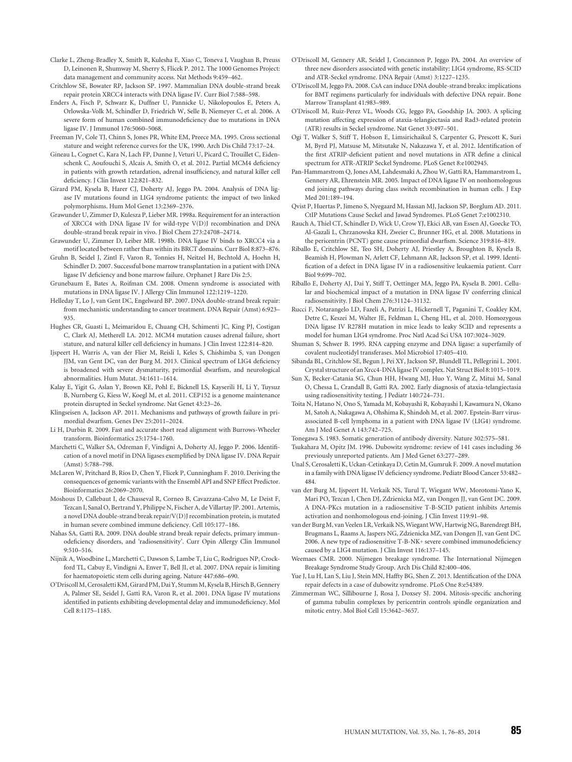Clarke L, Zheng-Bradley X, Smith R, Kulesha E, Xiao C, Toneva I, Vaughan B, Preuss D, Leinonen R, Shumway M, Sherry S, Flicek P. 2012. The 1000 Genomes Project: data management and community access. Nat Methods 9:459–462.

Critchlow SE, Bowater RP, Jackson SP. 1997. Mammalian DNA double-strand break repair protein XRCC4 interacts with DNA ligase IV. Curr Biol 7:588–598.

Enders A, Fisch P, Schwarz K, Duffner U, Pannicke U, Nikolopoulos E, Peters A, Orlowska-Volk M, Schindler D, Friedrich W, Selle B, Niemeyer C, et al. 2006. A severe form of human combined immunodeficiency due to mutations in DNA ligase IV. J Immunol 176:5060–5068.

Freeman JV, Cole TJ, Chinn S, Jones PR, White EM, Preece MA. 1995. Cross sectional stature and weight reference curves for the UK, 1990. Arch Dis Child 73:17–24.

Gineau L, Cognet C, Kara N, Lach FP, Dunne J, Veturi U, Picard C, Trouillet C, Eidenschenk C, Aoufouchi S, Alcais A, Smith O, et al. 2012. Partial MCM4 deficiency in patients with growth retardation, adrenal insufficiency, and natural killer cell deficiency. J Clin Invest 122:821–832.

Girard PM, Kysela B, Harer CJ, Doherty AJ, Jeggo PA. 2004. Analysis of DNA ligase IV mutations found in LIG4 syndrome patients: the impact of two linked polymorphisms. Hum Mol Genet 13:2369–2376.

Grawunder U, Zimmer D, Kulesza P, Lieber MR. 1998a. Requirement for an interaction of XRCC4 with DNA ligase IV for wild-type V(D)J recombination and DNA double-strand break repair in vivo. J Biol Chem 273:24708–24714.

Grawunder U, Zimmer D, Leiber MR. 1998b. DNA ligase IV binds to XRCC4 via a motif located between rather than within its BRCT domains. Curr Biol 8:873–876.

Gruhn B, Seidel J, Zintl F, Varon R, Tonnies H, Neitzel H, Bechtold A, Hoehn H, Schindler D. 2007. Successful bone marrow transplantation in a patient with DNA ligase IV deficiency and bone marrow failure. Orphanet J Rare Dis 2:5.

Grunebaum E, Bates A, Roifman CM. 2008. Omenn syndrome is associated with mutations in DNA ligase IV. J Allergy Clin Immunol 122:1219–1220.

Helleday T, Lo J, van Gent DC, Engelward BP. 2007. DNA double-strand break repair: from mechanistic understanding to cancer treatment. DNA Repair (Amst) 6:923–935.

Hughes CR, Guasti L, Meimaridou E, Chuang CH, Schimenti JC, King PJ, Costigan C, Clark AJ, Metherell LA. 2012. MCM4 mutation causes adrenal failure, short stature, and natural killer cell deficiency in humans. J Clin Invest 122:814–820.

Ijspeert H, Warris A, van der Flier M, Reisli I, Keles S, Chishimba S, van Dongen JJM, van Gent DC, van der Burg M. 2013. Clinical spectrum of LIG4 deficiency is broadened with severe dysmaturity, primordial dwarfism, and neurological abnormalities. Hum Mutat. 34:1611–1614.

Kalay E, Yigit G, Aslan Y, Brown KE, Pohl E, Bicknell LS, Kayserili H, Li Y, Tuysuz B, Nurnberg G, Kiess W, Koegl M, et al. 2011. CEP152 is a genome maintenance protein disrupted in Seckel syndrome. Nat Genet 43:23–26.

Klingseisen A, Jackson AP. 2011. Mechanisms and pathways of growth failure in primordial dwarfism. Genes Dev 25:2011–2024.

Li H, Durbin R. 2009. Fast and accurate short read alignment with Burrows-Wheeler transform. Bioinformatics 25:1754–1760.

Marchetti C, Walker SA, Odreman F, Vindigni A, Doherty AJ, Jeggo P. 2006. Identification of a novel motif in DNA ligases exemplified by DNA ligase IV. DNA Repair (Amst) 5:788–798.

McLaren W, Pritchard B, Rios D, Chen Y, Flicek P, Cunningham F. 2010. Deriving the consequences of genomic variants with the Ensembl API and SNP Effect Predictor. Bioinformatics 26:2069–2070.

Moshous D, Callebaut I, de Chasseval R, Corneo B, Cavazzana-Calvo M, Le Deist F, Tezcan I, Sanal O, Bertrand Y, Philippe N, Fischer A, de Villartay JP. 2001. Artemis, a novel DNA double-strand break repair/V(D)J recombination protein, is mutated in human severe combined immune deficiency. Cell 105:177–186.

Nahas SA, Gatti RA. 2009. DNA double strand break repair defects, primary immunodeficiency disorders, and 'radiosensitivity'. Curr Opin Allergy Clin Immunol 9:510–516.

Nijnik A, Woodbine L, Marchetti C, Dawson S, Lambe T, Liu C, Rodrigues NP, Crockford TL, Cabuy E, Vindigni A, Enver T, Bell JI, et al. 2007. DNA repair is limiting for haematopoietic stem cells during ageing. Nature 447:686–690.

O'Driscoll M, Cerosaletti KM, Girard PM, Dai Y, Stumm M, Kysela B, Hirsch B, Gennery A, Palmer SE, Seidel J, Gatti RA, Varon R, et al. 2001. DNA ligase IV mutations identified in patients exhibiting developmental delay and immunodeficiency. Mol Cell 8:1175–1185.

O'Driscoll M, Gennery AR, Seidel J, Concannon P, Jeggo PA. 2004. An overview of three new disorders associated with genetic instability: LIG4 syndrome, RS-SCID and ATR-Seckel syndrome. DNA Repair (Amst) 3:1227–1235.

O'Driscoll M, Jeggo PA. 2008. CsA can induce DNA double-strand breaks: implications for BMT regimens particularly for individuals with defective DNA repair. Bone Marrow Transplant 41:983–989.

O'Driscoll M, Ruiz-Perez VL, Woods CG, Jeggo PA, Goodship JA. 2003. A splicing mutation affecting expression of ataxia-telangiectasia and Rad3-related protein (ATR) results in Seckel syndrome. Nat Genet 33:497–501.

Ogi T, Walker S, Stiff T, Hobson E, Limsirichaikul S, Carpenter G, Prescott K, Suri M, Byrd PJ, Matsuse M, Mitsutake N, Nakazawa Y, et al. 2012. Identification of the first ATRIP-deficient patient and novel mutations in ATR define a clinical spectrum for ATR-ATRIP Seckel Syndrome. PLoS Genet 8:e1002945.

Pan-Hammarstrom Q, Jones AM, Lahdesmaki A, Zhou W, Gatti RA, Hammarstrom L, Gennery AR, Ehrenstein MR. 2005. Impact of DNA ligase IV on nonhomologous end joining pathways during class switch recombination in human cells. J Exp Med 201:189–194.

Qvist P, Huertas P, Jimeno S, Nyegaard M, Hassan MJ, Jackson SP, Borglum AD. 2011. CtIP Mutations Cause Seckel and Jawad Syndromes. PLoS Genet 7:e1002310.

Rauch A, Thiel CT, Schindler D, Wick U, Crow YJ, Ekici AB, van Essen AJ, Goecke TO, Al-Gazali L, Chrzanowska KH, Zweier C, Brunner HG, et al. 2008. Mutations in the pericentrin (PCNT) gene cause primordial dwarfism. Science 319:816–819.

Riballo E, Critchlow SE, Teo SH, Doherty AJ, Priestley A, Broughton B, Kysela B, Beamish H, Plowman N, Arlett CF, Lehmann AR, Jackson SP, et al. 1999. Identification of a defect in DNA ligase IV in a radiosensitive leukaemia patient. Curr Biol 9:699–702.

Riballo E, Doherty AJ, Dai Y, Stiff T, Oettinger MA, Jeggo PA, Kysela B. 2001. Cellular and biochemical impact of a mutation in DNA ligase IV conferring clinical radiosensitivity. J Biol Chem 276:31124–31132.

Rucci F, Notarangelo LD, Fazeli A, Patrizi L, Hickernell T, Paganini T, Coakley KM, Detre C, Keszei M, Walter JE, Feldman L, Cheng HL, et al. 2010. Homozygous DNA ligase IV R278H mutation in mice leads to leaky SCID and represents a model for human LIG4 syndrome. Proc Natl Acad Sci USA 107:3024–3029.

Shuman S, Schwer B. 1995. RNA capping enzyme and DNA ligase: a superfamily of covalent nucleotidyl transferases. Mol Microbiol 17:405–410.

Sibanda BL, Critchlow SE, Begun J, Pei XY, Jackson SP, Blundell TL, Pellegrini L. 2001. Crystal structure of an Xrcc4-DNA ligase IV complex. Nat Struct Biol 8:1015–1019.

Sun X, Becker-Catania SG, Chun HH, Hwang MJ, Huo Y, Wang Z, Mitui M, Sanal O, Chessa L, Crandall B, Gatti RA. 2002. Early diagnosis of ataxia-telangiectasia using radiosensitivity testing. J Pediatr 140:724–731.

Toita N, Hatano N, Ono S, Yamada M, Kobayashi R, Kobayashi I, Kawamura N, Okano M, Satoh A, Nakagawa A, Ohshima K, Shindoh M, et al. 2007. Epstein-Barr virus-associated B-cell lymphoma in a patient with DNA ligase IV (LIG4) syndrome. Am J Med Genet A 143:742–725.

Tonegawa S. 1983. Somatic generation of antibody diversity. Nature 302:575–581.

Tsukahara M, Opitz JM. 1996. Dubowitz syndrome: review of 141 cases including 36 previously unreported patients. Am J Med Genet 63:277–289.

Unal S, Cerosaletti K, Uckan-Cetinkaya D, Cetin M, Gumruk F. 2009. A novel mutation in a family with DNA ligase IV deficiency syndrome. Pediatr Blood Cancer 53:482–484.

van der Burg M, Ijspeert H, Verkaik NS, Turul T, Wiegant WW, Morotomi-Yano K, Mari PO, Tezcan I, Chen DJ, Zdzienicka MZ, van Dongen JJ, van Gent DC. 2009. A DNA-PKcs mutation in a radiosensitive T-B-SCID patient inhibits Artemis activation and nonhomologous end-joining. J Clin Invest 119:91–98.

van der Burg M, van Veelen LR, Verkaik NS, Wiegant WW, Hartwig NG, Barendregt BH, Brugmans L, Raams A, Jaspers NG, Zdzienicka MZ, van Dongen JJ, van Gent DC. 2006. A new type of radiosensitive T-B-NK+ severe combined immunodeficiency caused by a LIG4 mutation. J Clin Invest 116:137–145.

Weemaes CMR. 2000. Nijmegen breakage syndrome. The International Nijmegen Breakage Syndrome Study Group. Arch Dis Child 82:400–406.

Yue J, Lu H, Lan S, Liu J, Stein MN, Haffty BG, Shen Z. 2013. Identification of the DNA repair defects in a case of dubowitz syndrome. PLoS One 8:e54389.

Zimmerman WC, Sillibourne J, Rosa J, Doxsey SJ. 2004. Mitosis-specific anchoring of gamma tubulin complexes by pericentrin controls spindle organization and mitotic entry. Mol Biol Cell 15:3642–3657.